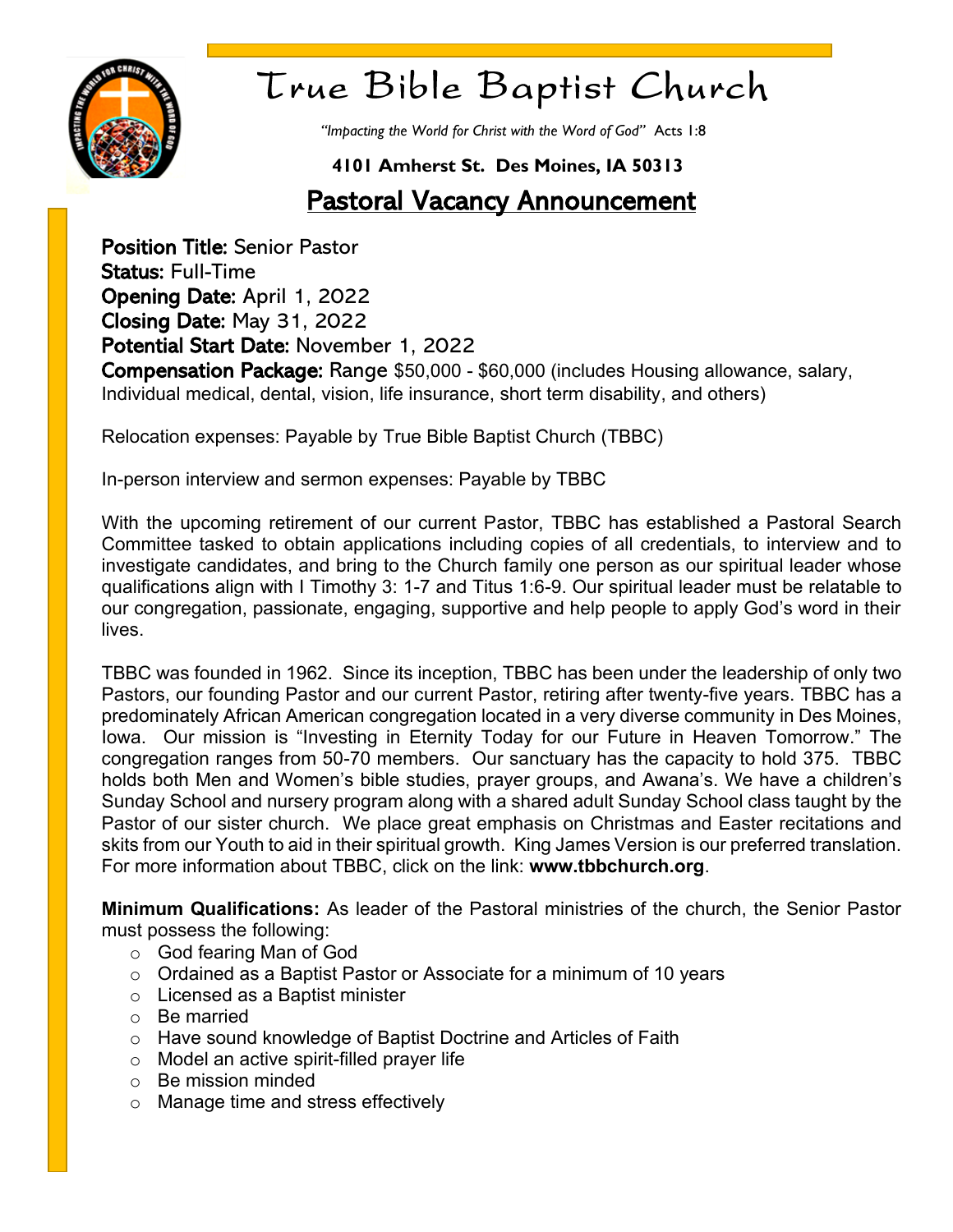# True Bible Baptist Church

*"Impacting the World for Christ with the Word of God"* Acts 1:8

**4101 Amherst St. Des Moines, IA 50313**

## Pastoral Vacancy Announcement

**Position Title:** Senior Pastor
**Status:** Full-Time
**Opening Date:** April 1, 2022
**Closing Date:** May 31, 2022
**Potential Start Date:** November 1, 2022
**Compensation Package:** Range $50,000 - $60,000 (includes Housing allowance, salary, Individual medical, dental, vision, life insurance, short term disability, and others)

Relocation expenses: Payable by True Bible Baptist Church (TBBC)

In-person interview and sermon expenses: Payable by TBBC

With the upcoming retirement of our current Pastor, TBBC has established a Pastoral Search Committee tasked to obtain applications including copies of all credentials, to interview and to investigate candidates, and bring to the Church family one person as our spiritual leader whose qualifications align with I Timothy 3: 1-7 and Titus 1:6-9. Our spiritual leader must be relatable to our congregation, passionate, engaging, supportive and help people to apply God's word in their lives.

TBBC was founded in 1962. Since its inception, TBBC has been under the leadership of only two Pastors, our founding Pastor and our current Pastor, retiring after twenty-five years. TBBC has a predominately African American congregation located in a very diverse community in Des Moines, Iowa. Our mission is "Investing in Eternity Today for our Future in Heaven Tomorrow." The congregation ranges from 50-70 members. Our sanctuary has the capacity to hold 375. TBBC holds both Men and Women's bible studies, prayer groups, and Awana's. We have a children's Sunday School and nursery program along with a shared adult Sunday School class taught by the Pastor of our sister church. We place great emphasis on Christmas and Easter recitations and skits from our Youth to aid in their spiritual growth. King James Version is our preferred translation. For more information about TBBC, click on the link: **www.tbbchurch.org**.

**Minimum Qualifications:** As leader of the Pastoral ministries of the church, the Senior Pastor must possess the following:

- God fearing Man of God
- Ordained as a Baptist Pastor or Associate for a minimum of 10 years
- Licensed as a Baptist minister
- Be married
- Have sound knowledge of Baptist Doctrine and Articles of Faith
- Model an active spirit-filled prayer life
- Be mission minded
- Manage time and stress effectively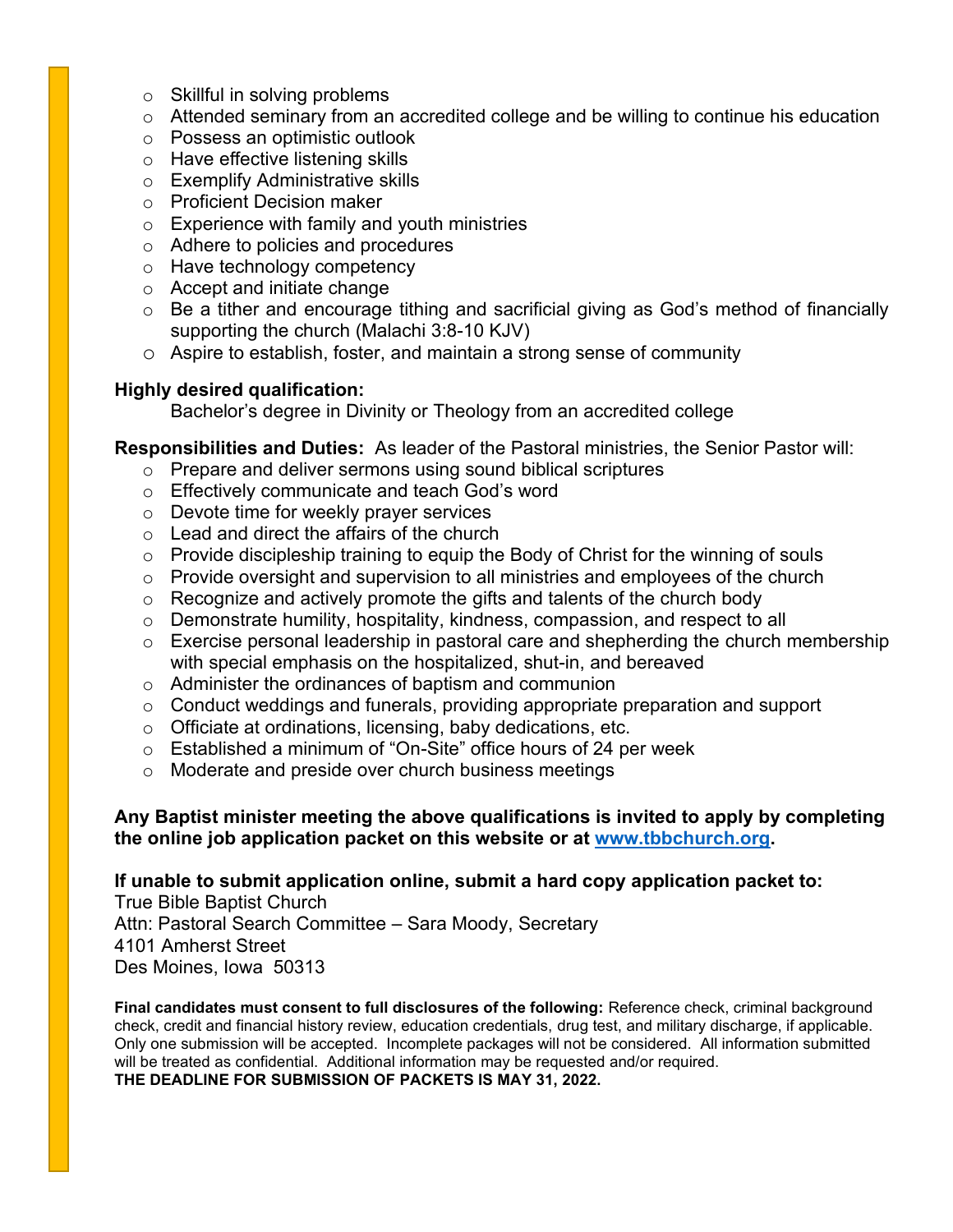- Skillful in solving problems
- Attended seminary from an accredited college and be willing to continue his education
- Possess an optimistic outlook
- Have effective listening skills
- Exemplify Administrative skills
- Proficient Decision maker
- Experience with family and youth ministries
- Adhere to policies and procedures
- Have technology competency
- Accept and initiate change
- Be a tither and encourage tithing and sacrificial giving as God's method of financially supporting the church (Malachi 3:8-10 KJV)
- Aspire to establish, foster, and maintain a strong sense of community

**Highly desired qualification:**

Bachelor's degree in Divinity or Theology from an accredited college

**Responsibilities and Duties:** As leader of the Pastoral ministries, the Senior Pastor will:

- Prepare and deliver sermons using sound biblical scriptures
- Effectively communicate and teach God's word
- Devote time for weekly prayer services
- Lead and direct the affairs of the church
- Provide discipleship training to equip the Body of Christ for the winning of souls
- Provide oversight and supervision to all ministries and employees of the church
- Recognize and actively promote the gifts and talents of the church body
- Demonstrate humility, hospitality, kindness, compassion, and respect to all
- Exercise personal leadership in pastoral care and shepherding the church membership with special emphasis on the hospitalized, shut-in, and bereaved
- Administer the ordinances of baptism and communion
- Conduct weddings and funerals, providing appropriate preparation and support
- Officiate at ordinations, licensing, baby dedications, etc.
- Established a minimum of "On-Site" office hours of 24 per week
- Moderate and preside over church business meetings

**Any Baptist minister meeting the above qualifications is invited to apply by completing the online job application packet on this website or at [www.tbbchurch.org](http://www.tbbchurch.org).**

**If unable to submit application online, submit a hard copy application packet to:**

True Bible Baptist Church
Attn: Pastoral Search Committee – Sara Moody, Secretary
4101 Amherst Street
Des Moines, Iowa 50313

**Final candidates must consent to full disclosures of the following:** Reference check, criminal background check, credit and financial history review, education credentials, drug test, and military discharge, if applicable. Only one submission will be accepted. Incomplete packages will not be considered. All information submitted will be treated as confidential. Additional information may be requested and/or required.

**THE DEADLINE FOR SUBMISSION OF PACKETS IS MAY 31, 2022.**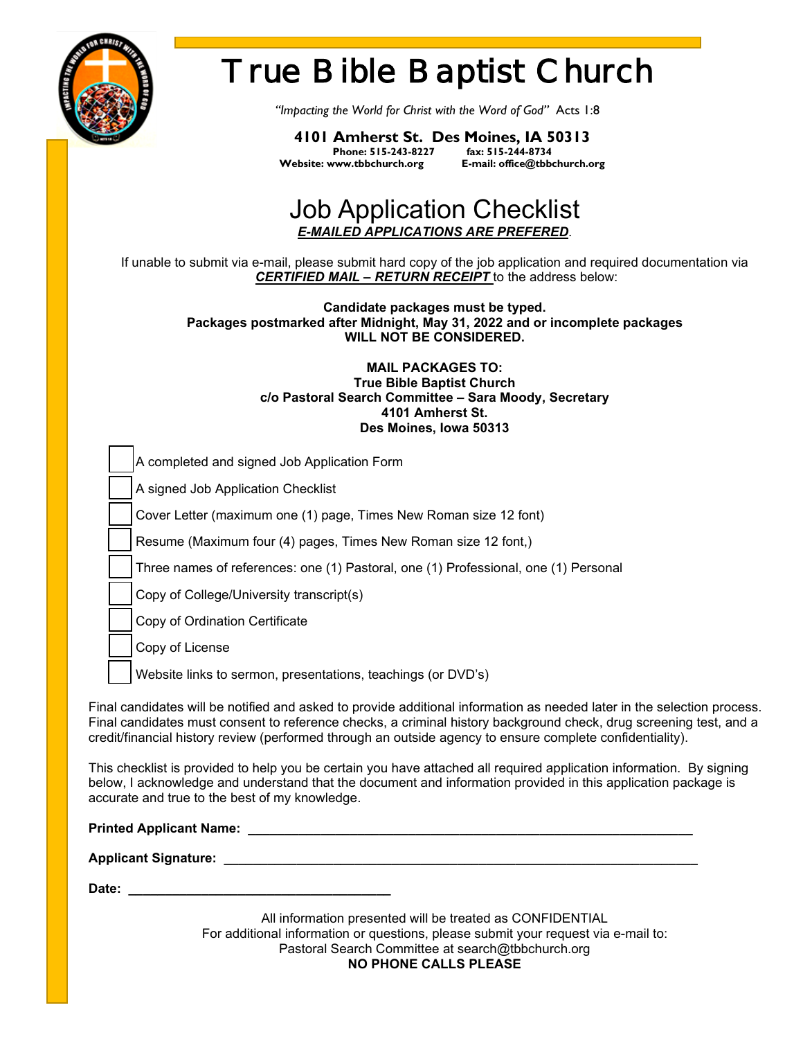# True Bible Baptist Church

*"Impacting the World for Christ with the Word of God"* Acts 1:8

**4101 Amherst St. Des Moines, IA 50313**
**Phone: 515-243-8227 fax: 515-244-8734**
**Website: www.tbbchurch.org E-mail: office@tbbchurch.org**

## Job Application Checklist

***E-MAILED APPLICATIONS ARE PREFERED***.

If unable to submit via e-mail, please submit hard copy of the job application and required documentation via ***CERTIFIED MAIL – RETURN RECEIPT*** to the address below:

**Candidate packages must be typed.**
**Packages postmarked after Midnight, May 31, 2022 and or incomplete packages**
**WILL NOT BE CONSIDERED.**

**MAIL PACKAGES TO:**
**True Bible Baptist Church**
**c/o Pastoral Search Committee – Sara Moody, Secretary**
**4101 Amherst St.**
**Des Moines, Iowa 50313**

- [ ] A completed and signed Job Application Form
- [ ] A signed Job Application Checklist
- [ ] Cover Letter (maximum one (1) page, Times New Roman size 12 font)
- [ ] Resume (Maximum four (4) pages, Times New Roman size 12 font,)
- [ ] Three names of references: one (1) Pastoral, one (1) Professional, one (1) Personal
- [ ] Copy of College/University transcript(s)
- [ ] Copy of Ordination Certificate
- [ ] Copy of License
- [ ] Website links to sermon, presentations, teachings (or DVD's)

Final candidates will be notified and asked to provide additional information as needed later in the selection process. Final candidates must consent to reference checks, a criminal history background check, drug screening test, and a credit/financial history review (performed through an outside agency to ensure complete confidentiality).

This checklist is provided to help you be certain you have attached all required application information. By signing below, I acknowledge and understand that the document and information provided in this application package is accurate and true to the best of my knowledge.

**Printed Applicant Name:** ______________________________________________________________

**Applicant Signature:** ________________________________________________________________

**Date:** ____________________________________

All information presented will be treated as CONFIDENTIAL
For additional information or questions, please submit your request via e-mail to:
Pastoral Search Committee at search@tbbchurch.org
**NO PHONE CALLS PLEASE**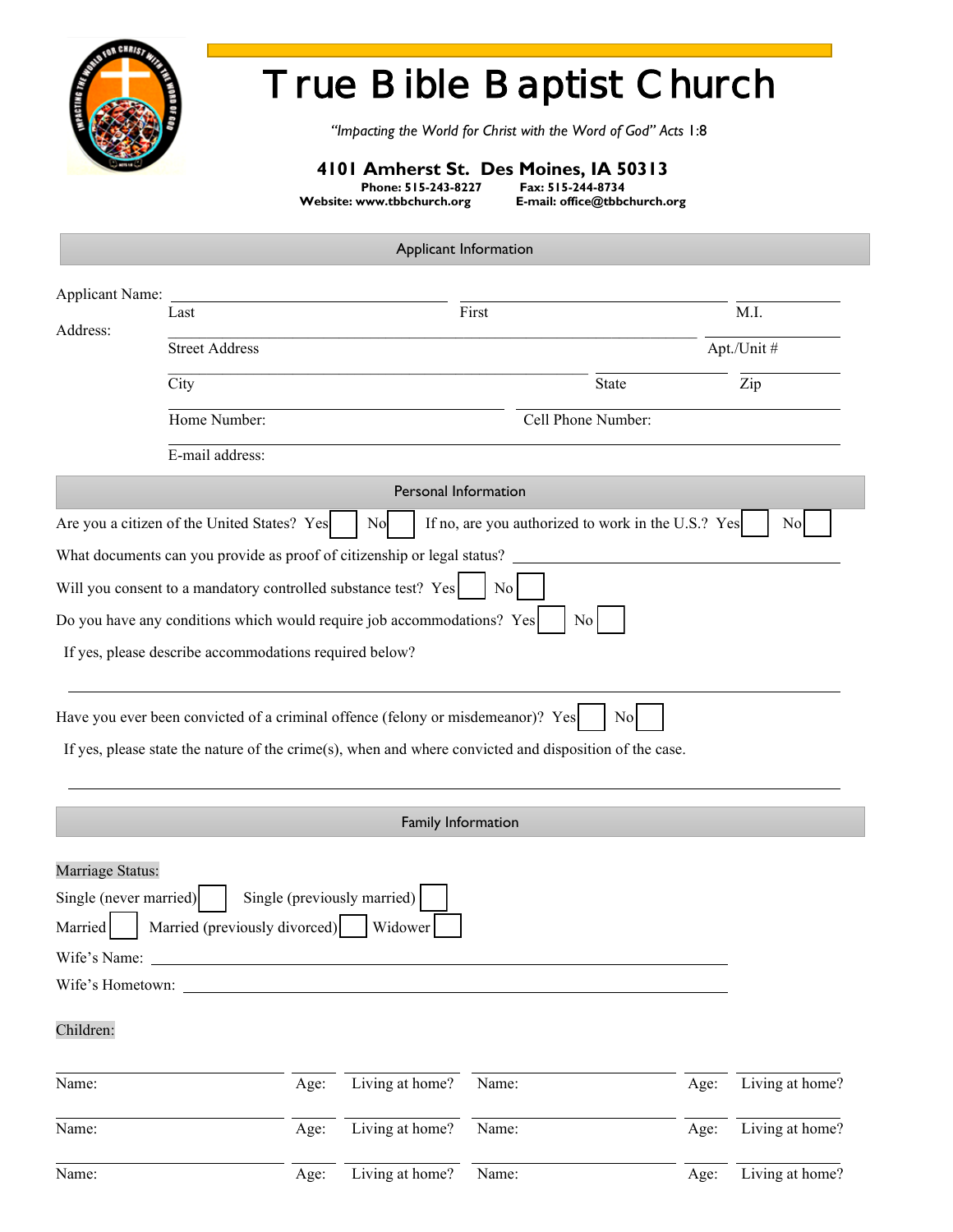# True Bible Baptist Church

*"Impacting the World for Christ with the Word of God" Acts 1:8*

**4101 Amherst St. Des Moines, IA 50313**

**Phone: 515-243-8227** **Fax: 515-244-8734**

**Website: www.tbbchurch.org** **E-mail: office@tbbchurch.org**

## Applicant Information

Applicant Name: ______________________ ______________________ ________
Last First M.I.

Address: ____________________________________________ __________
Street Address Apt./Unit #

____________________________________ __________ __________
City State Zip

______________________________ ______________________________
Home Number: Cell Phone Number:

____________________________________________________________
E-mail address:

## Personal Information

Are you a citizen of the United States? Yes ☐ No ☐ If no, are you authorized to work in the U.S.? Yes ☐ No ☐

What documents can you provide as proof of citizenship or legal status? ______________________________

Will you consent to a mandatory controlled substance test? Yes ☐ No ☐

Do you have any conditions which would require job accommodations? Yes ☐ No ☐

If yes, please describe accommodations required below?

____________________________________________________________

Have you ever been convicted of a criminal offence (felony or misdemeanor)? Yes ☐ No ☐

If yes, please state the nature of the crime(s), when and where convicted and disposition of the case.

____________________________________________________________

## Family Information

Marriage Status:

Single (never married) ☐ Single (previously married) ☐

Married ☐ Married (previously divorced) ☐ Widower ☐

Wife's Name: ______________________________________________

Wife's Hometown: ______________________________________________

Children:

| Name: | Age: | Living at home? | Name: | Age: | Living at home? |
|---|---|---|---|---|---|
| Name: | Age: | Living at home? | Name: | Age: | Living at home? |
| Name: | Age: | Living at home? | Name: | Age: | Living at home? |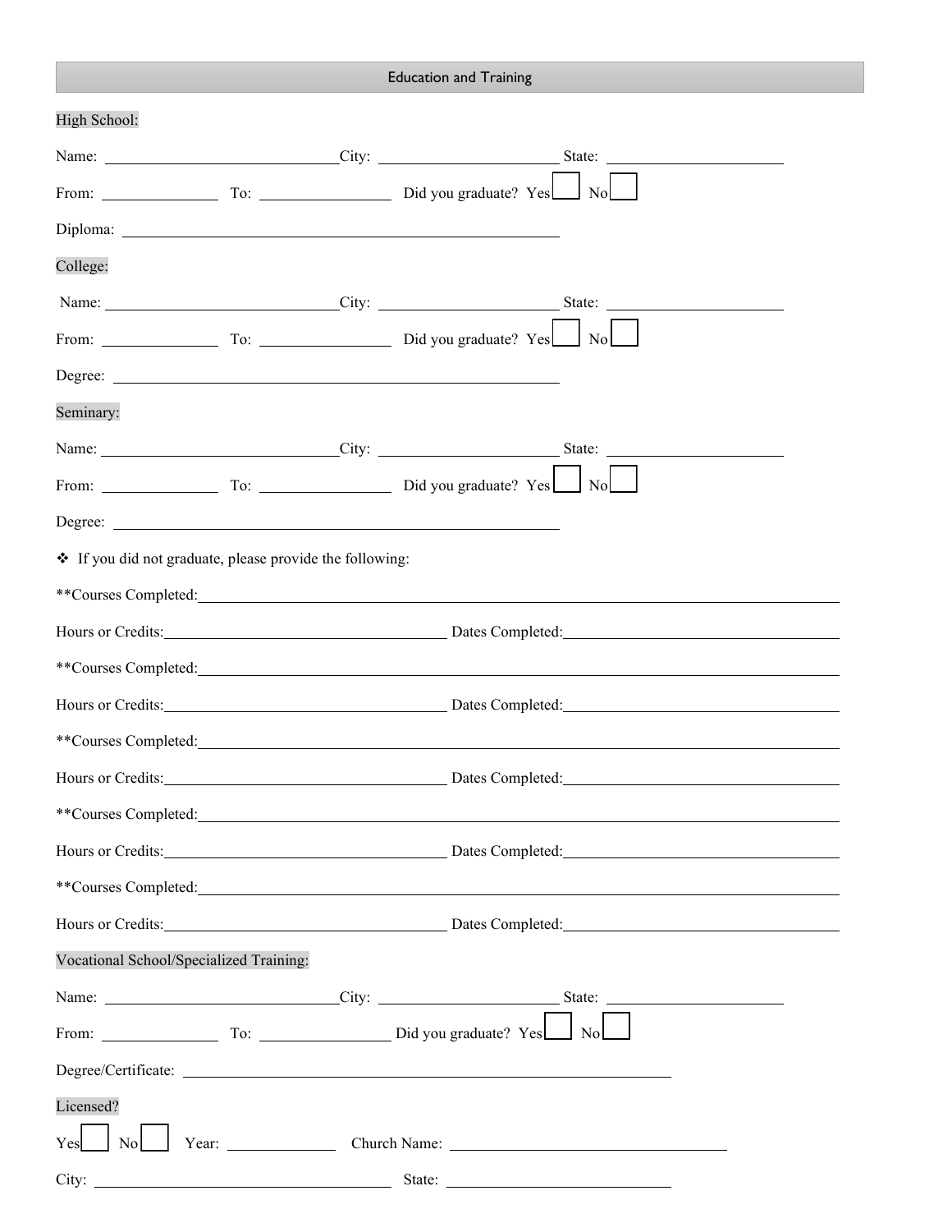## Education and Training

**High School:**

Name: ______________________ City: ______________________ State: ______________________

From: ____________ To: ____________ Did you graduate? Yes ☐ No ☐

Diploma: ______________________________________________

**College:**

Name: ______________________ City: ______________________ State: ______________________

From: ____________ To: ____________ Did you graduate? Yes ☐ No ☐

Degree: ______________________________________________

**Seminary:**

Name: ______________________ City: ______________________ State: ______________________

From: ____________ To: ____________ Did you graduate? Yes ☐ No ☐

Degree: ______________________________________________

❖ If you did not graduate, please provide the following:

**Courses Completed: ______________________________________________

Hours or Credits: ______________________ Dates Completed: ______________________

**Courses Completed: ______________________________________________

Hours or Credits: ______________________ Dates Completed: ______________________

**Courses Completed: ______________________________________________

Hours or Credits: ______________________ Dates Completed: ______________________

**Courses Completed: ______________________________________________

Hours or Credits: ______________________ Dates Completed: ______________________

**Courses Completed: ______________________________________________

Hours or Credits: ______________________ Dates Completed: ______________________

**Vocational School/Specialized Training:**

Name: ______________________ City: ______________________ State: ______________________

From: ____________ To: ____________ Did you graduate? Yes ☐ No ☐

Degree/Certificate: ______________________________________________

**Licensed?**

Yes ☐ No ☐ Year: ____________ Church Name: ______________________

City: ______________________ State: ______________________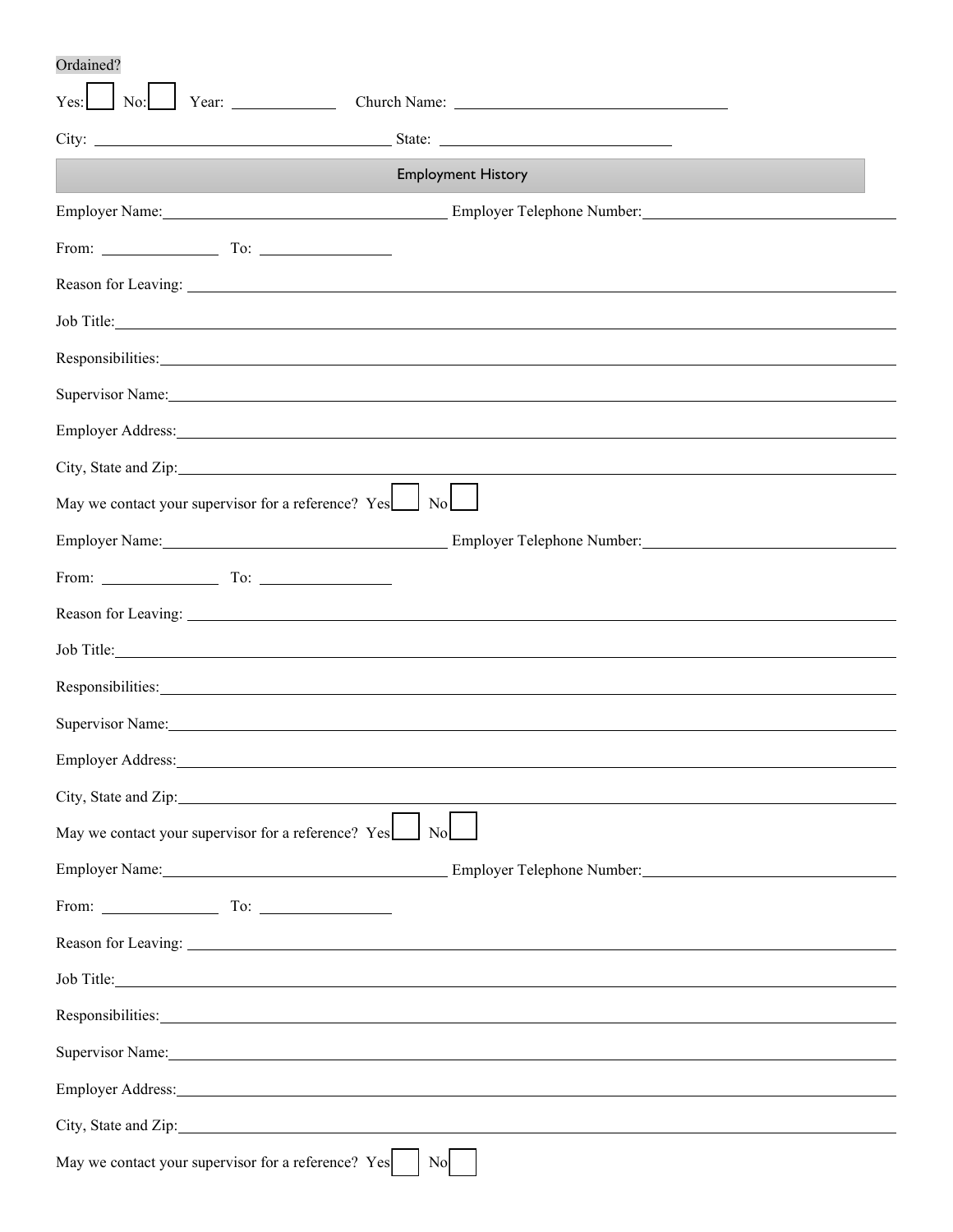Ordained?

Yes: ☐ No: ☐ Year: ____________ Church Name: ________________________________

City: ____________________________________ State: ___________________________

## Employment History

Employer Name: ________________________________ Employer Telephone Number: ____________________________

From: ______________ To: _______________

Reason for Leaving: ______________________________________________________________________________

Job Title: ______________________________________________________________________________________

Responsibilities: _________________________________________________________________________________

Supervisor Name: ________________________________________________________________________________

Employer Address: _______________________________________________________________________________

City, State and Zip: ______________________________________________________________________________

May we contact your supervisor for a reference? Yes ☐ No ☐

Employer Name: ________________________________ Employer Telephone Number: ____________________________

From: ______________ To: _______________

Reason for Leaving: ______________________________________________________________________________

Job Title: ______________________________________________________________________________________

Responsibilities: _________________________________________________________________________________

Supervisor Name: ________________________________________________________________________________

Employer Address: _______________________________________________________________________________

City, State and Zip: ______________________________________________________________________________

May we contact your supervisor for a reference? Yes ☐ No ☐

Employer Name: ________________________________ Employer Telephone Number: ____________________________

From: ______________ To: _______________

Reason for Leaving: ______________________________________________________________________________

Job Title: ______________________________________________________________________________________

Responsibilities: _________________________________________________________________________________

Supervisor Name: ________________________________________________________________________________

Employer Address: _______________________________________________________________________________

City, State and Zip: ______________________________________________________________________________

May we contact your supervisor for a reference? Yes ☐ No ☐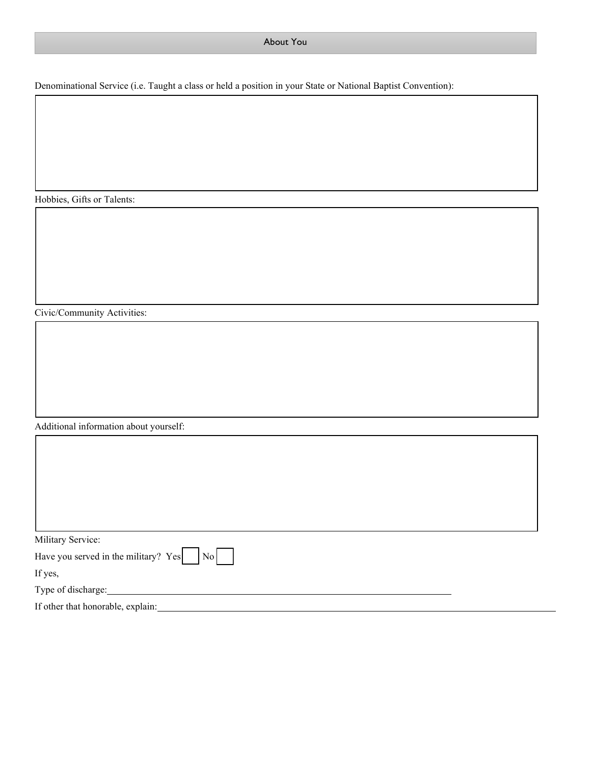## About You

Denominational Service (i.e. Taught a class or held a position in your State or National Baptist Convention):

Hobbies, Gifts or Talents:

Civic/Community Activities:

Additional information about yourself:

Military Service:

Have you served in the military? Yes ☐ No ☐

If yes,

Type of discharge:\_\_\_\_\_\_\_\_\_\_\_\_\_\_\_\_\_\_\_\_\_\_\_\_\_\_\_\_\_\_\_\_\_\_\_\_\_\_\_\_

If other that honorable, explain:\_\_\_\_\_\_\_\_\_\_\_\_\_\_\_\_\_\_\_\_\_\_\_\_\_\_\_\_\_\_\_\_\_\_\_\_\_\_\_\_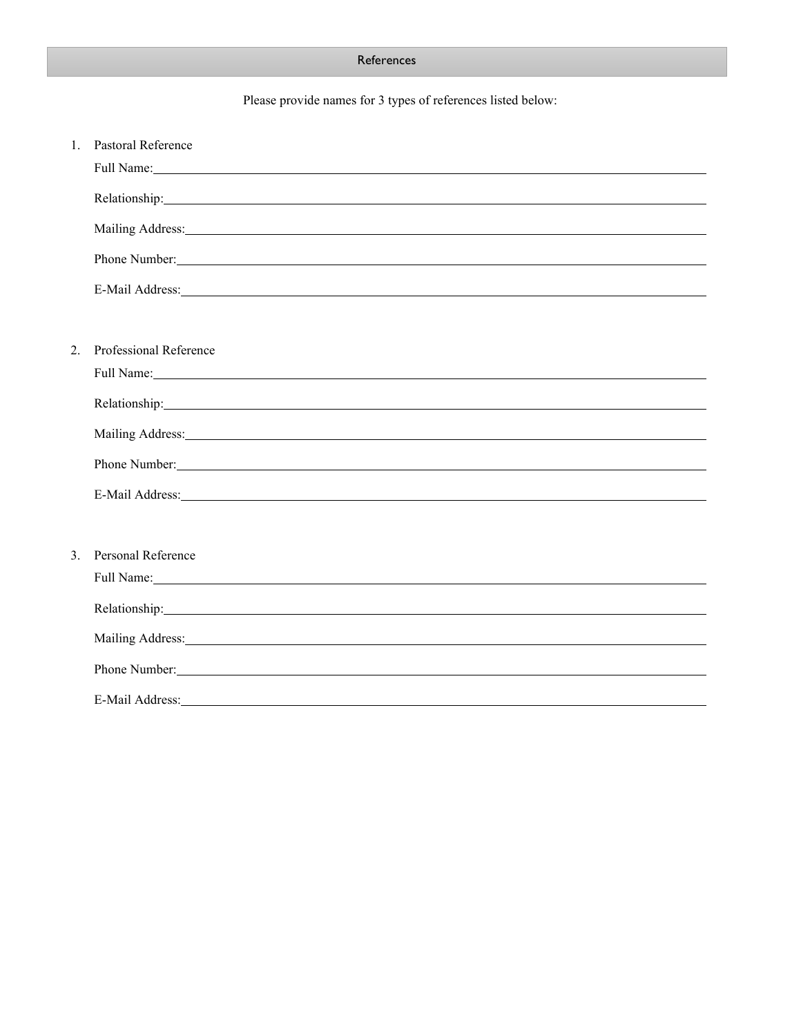## References

Please provide names for 3 types of references listed below:

1. Pastoral Reference

   Full Name: \_\_\_\_\_\_\_\_\_\_\_\_\_\_\_\_\_\_\_\_\_\_\_\_\_\_\_\_\_\_\_\_\_\_\_\_\_\_\_\_

   Relationship: \_\_\_\_\_\_\_\_\_\_\_\_\_\_\_\_\_\_\_\_\_\_\_\_\_\_\_\_\_\_\_\_\_\_\_\_\_\_\_\_

   Mailing Address: \_\_\_\_\_\_\_\_\_\_\_\_\_\_\_\_\_\_\_\_\_\_\_\_\_\_\_\_\_\_\_\_\_\_\_\_\_\_\_\_

   Phone Number: \_\_\_\_\_\_\_\_\_\_\_\_\_\_\_\_\_\_\_\_\_\_\_\_\_\_\_\_\_\_\_\_\_\_\_\_\_\_\_\_

   E-Mail Address: \_\_\_\_\_\_\_\_\_\_\_\_\_\_\_\_\_\_\_\_\_\_\_\_\_\_\_\_\_\_\_\_\_\_\_\_\_\_\_\_

2. Professional Reference

   Full Name: \_\_\_\_\_\_\_\_\_\_\_\_\_\_\_\_\_\_\_\_\_\_\_\_\_\_\_\_\_\_\_\_\_\_\_\_\_\_\_\_

   Relationship: \_\_\_\_\_\_\_\_\_\_\_\_\_\_\_\_\_\_\_\_\_\_\_\_\_\_\_\_\_\_\_\_\_\_\_\_\_\_\_\_

   Mailing Address: \_\_\_\_\_\_\_\_\_\_\_\_\_\_\_\_\_\_\_\_\_\_\_\_\_\_\_\_\_\_\_\_\_\_\_\_\_\_\_\_

   Phone Number: \_\_\_\_\_\_\_\_\_\_\_\_\_\_\_\_\_\_\_\_\_\_\_\_\_\_\_\_\_\_\_\_\_\_\_\_\_\_\_\_

   E-Mail Address: \_\_\_\_\_\_\_\_\_\_\_\_\_\_\_\_\_\_\_\_\_\_\_\_\_\_\_\_\_\_\_\_\_\_\_\_\_\_\_\_

3. Personal Reference

   Full Name: \_\_\_\_\_\_\_\_\_\_\_\_\_\_\_\_\_\_\_\_\_\_\_\_\_\_\_\_\_\_\_\_\_\_\_\_\_\_\_\_

   Relationship: \_\_\_\_\_\_\_\_\_\_\_\_\_\_\_\_\_\_\_\_\_\_\_\_\_\_\_\_\_\_\_\_\_\_\_\_\_\_\_\_

   Mailing Address: \_\_\_\_\_\_\_\_\_\_\_\_\_\_\_\_\_\_\_\_\_\_\_\_\_\_\_\_\_\_\_\_\_\_\_\_\_\_\_\_

   Phone Number: \_\_\_\_\_\_\_\_\_\_\_\_\_\_\_\_\_\_\_\_\_\_\_\_\_\_\_\_\_\_\_\_\_\_\_\_\_\_\_\_

   E-Mail Address: \_\_\_\_\_\_\_\_\_\_\_\_\_\_\_\_\_\_\_\_\_\_\_\_\_\_\_\_\_\_\_\_\_\_\_\_\_\_\_\_